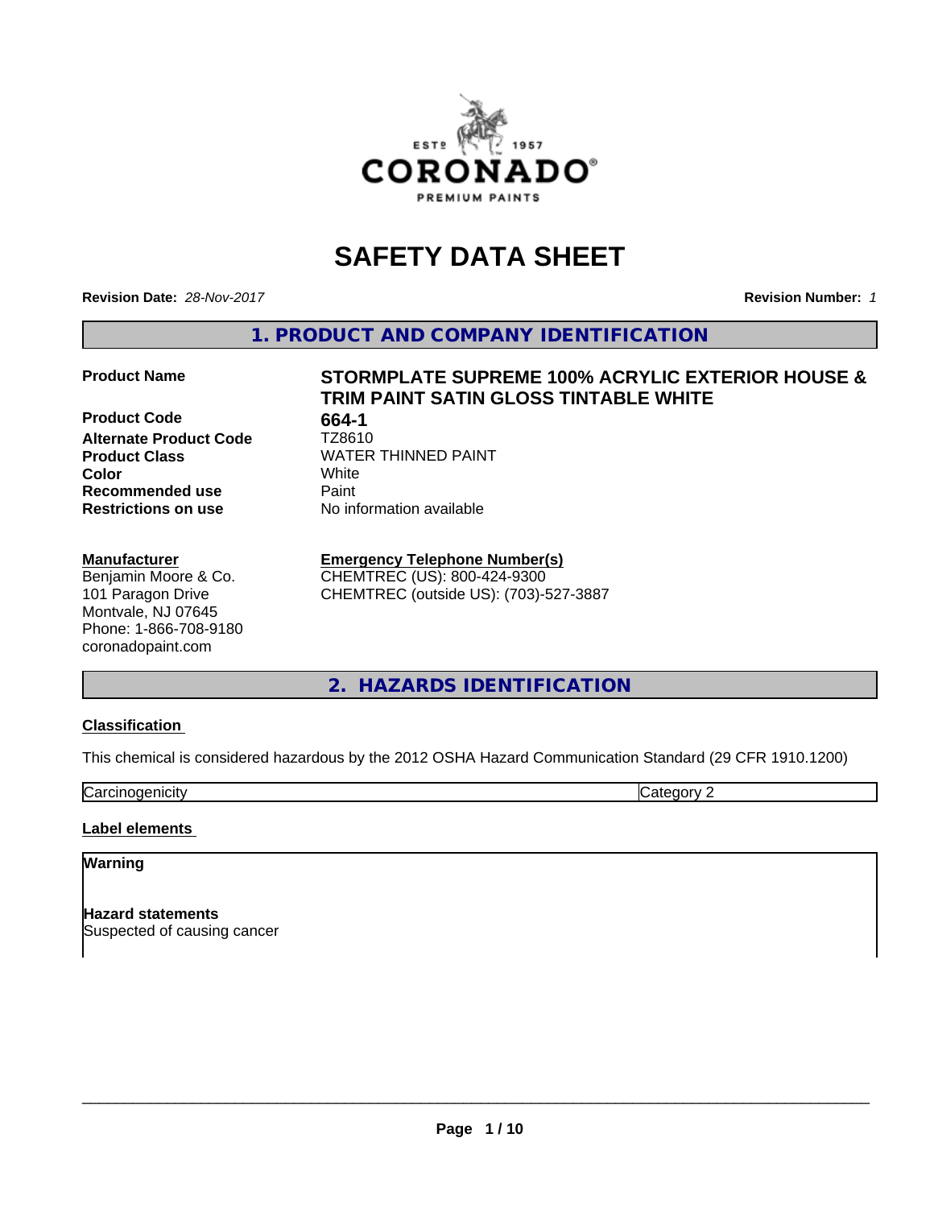# SAFETY DATA SHEET

**Revision Date:** *28-Nov-2017*

**Revision Number:** *1*

## 1. PRODUCT AND COMPANY IDENTIFICATION

| | |
|---|---|
| **Product Name** | **STORMPLATE SUPREME 100% ACRYLIC EXTERIOR HOUSE & TRIM PAINT SATIN GLOSS TINTABLE WHITE** |
| **Product Code** | **664-1** |
| **Alternate Product Code** | TZ8610 |
| **Product Class** | WATER THINNED PAINT |
| **Color** | White |
| **Recommended use** | Paint |
| **Restrictions on use** | No information available |

**Manufacturer**
Benjamin Moore & Co.
101 Paragon Drive
Montvale, NJ 07645
Phone: 1-866-708-9180
coronadopaint.com

**Emergency Telephone Number(s)**
CHEMTREC (US): 800-424-9300
CHEMTREC (outside US): (703)-527-3887

## 2. HAZARDS IDENTIFICATION

**Classification**

This chemical is considered hazardous by the 2012 OSHA Hazard Communication Standard (29 CFR 1910.1200)

| | |
|---|---|
| Carcinogenicity | Category 2 |

**Label elements**

**Warning**

**Hazard statements**
Suspected of causing cancer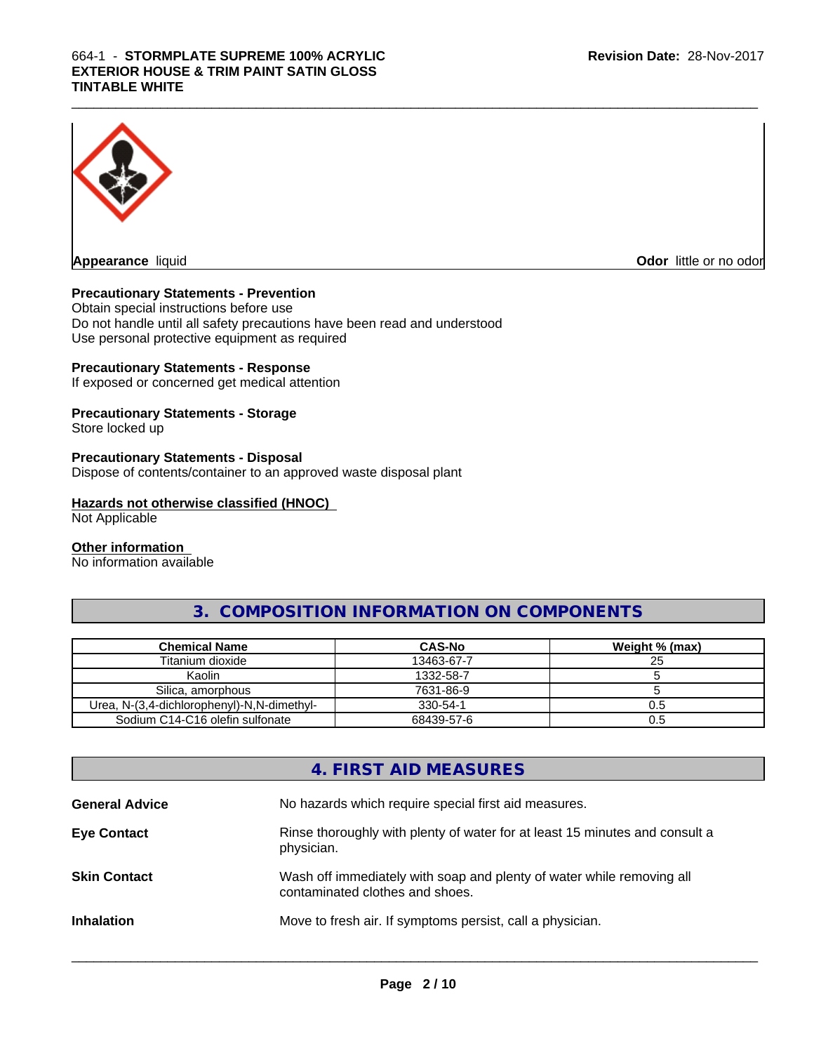**Appearance** liquid

**Odor** little or no odor

**Precautionary Statements - Prevention**

Obtain special instructions before use
Do not handle until all safety precautions have been read and understood
Use personal protective equipment as required

**Precautionary Statements - Response**

If exposed or concerned get medical attention

**Precautionary Statements - Storage**

Store locked up

**Precautionary Statements - Disposal**

Dispose of contents/container to an approved waste disposal plant

**Hazards not otherwise classified (HNOC)**

Not Applicable

**Other information**

No information available

## 3. COMPOSITION INFORMATION ON COMPONENTS

| Chemical Name | CAS-No | Weight % (max) |
|---|---|---|
| Titanium dioxide | 13463-67-7 | 25 |
| Kaolin | 1332-58-7 | 5 |
| Silica, amorphous | 7631-86-9 | 5 |
| Urea, N-(3,4-dichlorophenyl)-N,N-dimethyl- | 330-54-1 | 0.5 |
| Sodium C14-C16 olefin sulfonate | 68439-57-6 | 0.5 |

## 4. FIRST AID MEASURES

**General Advice** No hazards which require special first aid measures.

**Eye Contact** Rinse thoroughly with plenty of water for at least 15 minutes and consult a physician.

**Skin Contact** Wash off immediately with soap and plenty of water while removing all contaminated clothes and shoes.

**Inhalation** Move to fresh air. If symptoms persist, call a physician.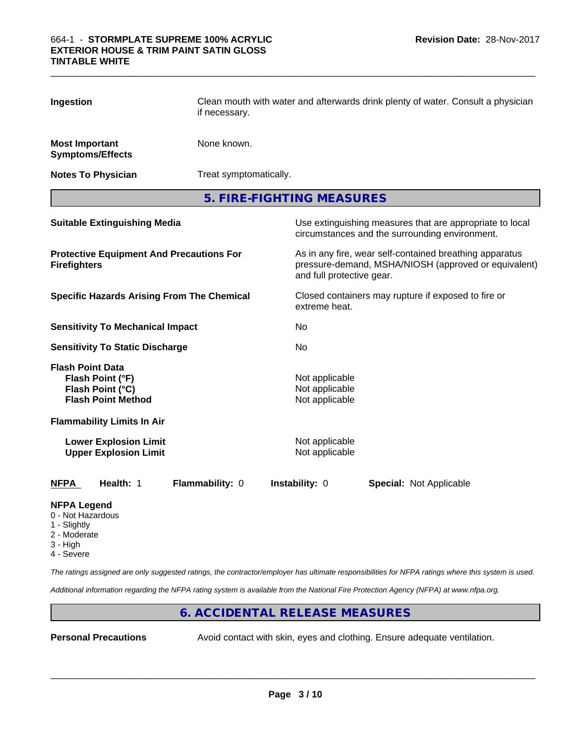**Ingestion** Clean mouth with water and afterwards drink plenty of water. Consult a physician if necessary.

**Most Important Symptoms/Effects** None known.

**Notes To Physician** Treat symptomatically.

## 5. FIRE-FIGHTING MEASURES

**Suitable Extinguishing Media** Use extinguishing measures that are appropriate to local circumstances and the surrounding environment.

**Protective Equipment And Precautions For Firefighters** As in any fire, wear self-contained breathing apparatus pressure-demand, MSHA/NIOSH (approved or equivalent) and full protective gear.

**Specific Hazards Arising From The Chemical** Closed containers may rupture if exposed to fire or extreme heat.

**Sensitivity To Mechanical Impact** No

**Sensitivity To Static Discharge** No

**Flash Point Data**
- **Flash Point (°F)** Not applicable
- **Flash Point (°C)** Not applicable
- **Flash Point Method** Not applicable

**Flammability Limits In Air**
- **Lower Explosion Limit** Not applicable
- **Upper Explosion Limit** Not applicable

**NFPA** **Health:** 1 **Flammability:** 0 **Instability:** 0 **Special:** Not Applicable

**NFPA Legend**
- 0 - Not Hazardous
- 1 - Slightly
- 2 - Moderate
- 3 - High
- 4 - Severe

*The ratings assigned are only suggested ratings, the contractor/employer has ultimate responsibilities for NFPA ratings where this system is used.*

*Additional information regarding the NFPA rating system is available from the National Fire Protection Agency (NFPA) at www.nfpa.org.*

## 6. ACCIDENTAL RELEASE MEASURES

**Personal Precautions** Avoid contact with skin, eyes and clothing. Ensure adequate ventilation.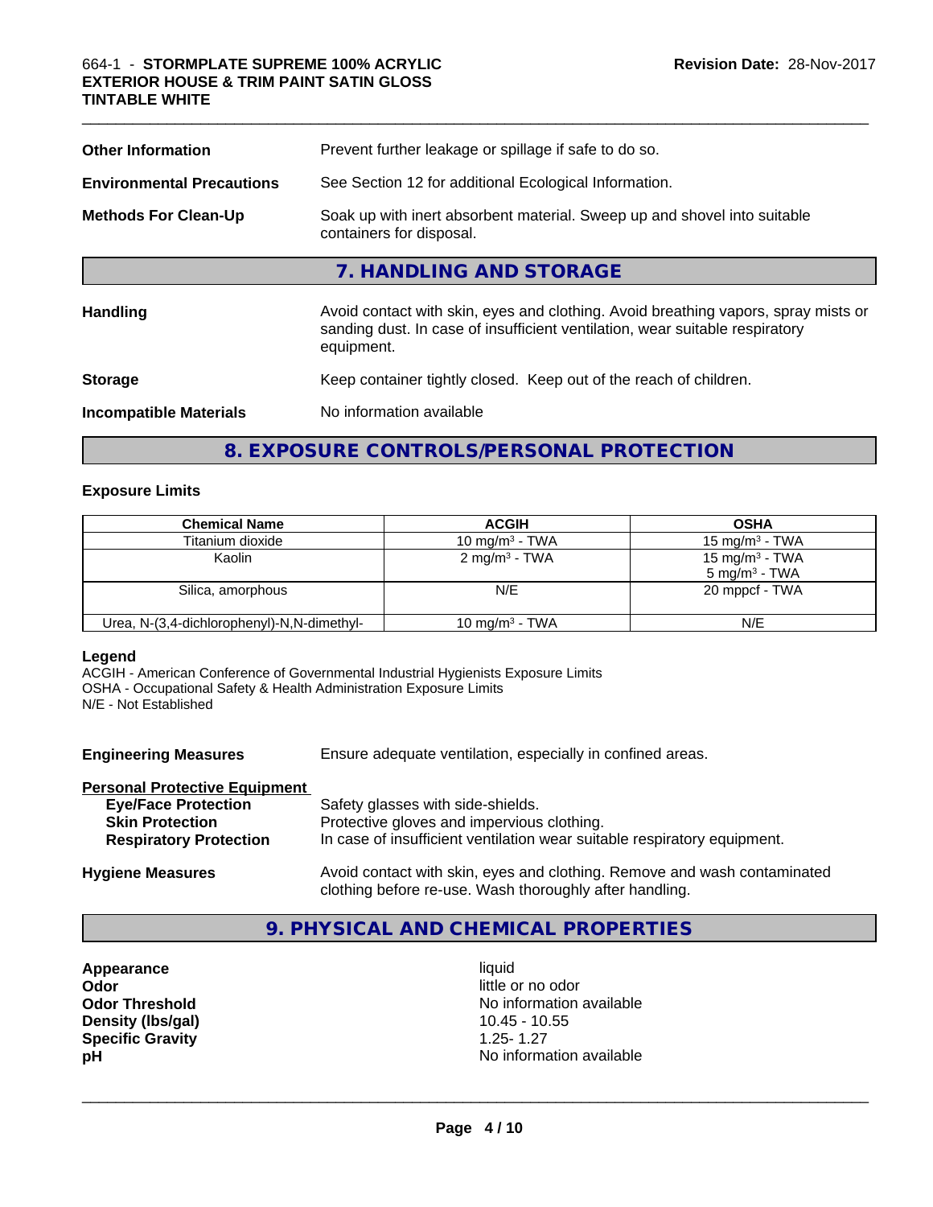| | |
|---|---|
| **Other Information** | Prevent further leakage or spillage if safe to do so. |
| **Environmental Precautions** | See Section 12 for additional Ecological Information. |
| **Methods For Clean-Up** | Soak up with inert absorbent material. Sweep up and shovel into suitable containers for disposal. |

## 7. HANDLING AND STORAGE

| | |
|---|---|
| **Handling** | Avoid contact with skin, eyes and clothing. Avoid breathing vapors, spray mists or sanding dust. In case of insufficient ventilation, wear suitable respiratory equipment. |
| **Storage** | Keep container tightly closed. Keep out of the reach of children. |
| **Incompatible Materials** | No information available |

## 8. EXPOSURE CONTROLS/PERSONAL PROTECTION

### Exposure Limits

| Chemical Name | ACGIH | OSHA |
|---|---|---|
| Titanium dioxide | 10 mg/m³ - TWA | 15 mg/m³ - TWA |
| Kaolin | 2 mg/m³ - TWA | 15 mg/m³ - TWA<br>5 mg/m³ - TWA |
| Silica, amorphous | N/E | 20 mppcf - TWA |
| Urea, N-(3,4-dichlorophenyl)-N,N-dimethyl- | 10 mg/m³ - TWA | N/E |

**Legend**
ACGIH - American Conference of Governmental Industrial Hygienists Exposure Limits
OSHA - Occupational Safety & Health Administration Exposure Limits
N/E - Not Established

**Engineering Measures** Ensure adequate ventilation, especially in confined areas.

**Personal Protective Equipment**

| | |
|---|---|
| **Eye/Face Protection** | Safety glasses with side-shields. |
| **Skin Protection** | Protective gloves and impervious clothing. |
| **Respiratory Protection** | In case of insufficient ventilation wear suitable respiratory equipment. |

**Hygiene Measures** Avoid contact with skin, eyes and clothing. Remove and wash contaminated clothing before re-use. Wash thoroughly after handling.

## 9. PHYSICAL AND CHEMICAL PROPERTIES

| | |
|---|---|
| **Appearance** | liquid |
| **Odor** | little or no odor |
| **Odor Threshold** | No information available |
| **Density (lbs/gal)** | 10.45 - 10.55 |
| **Specific Gravity** | 1.25- 1.27 |
| **pH** | No information available |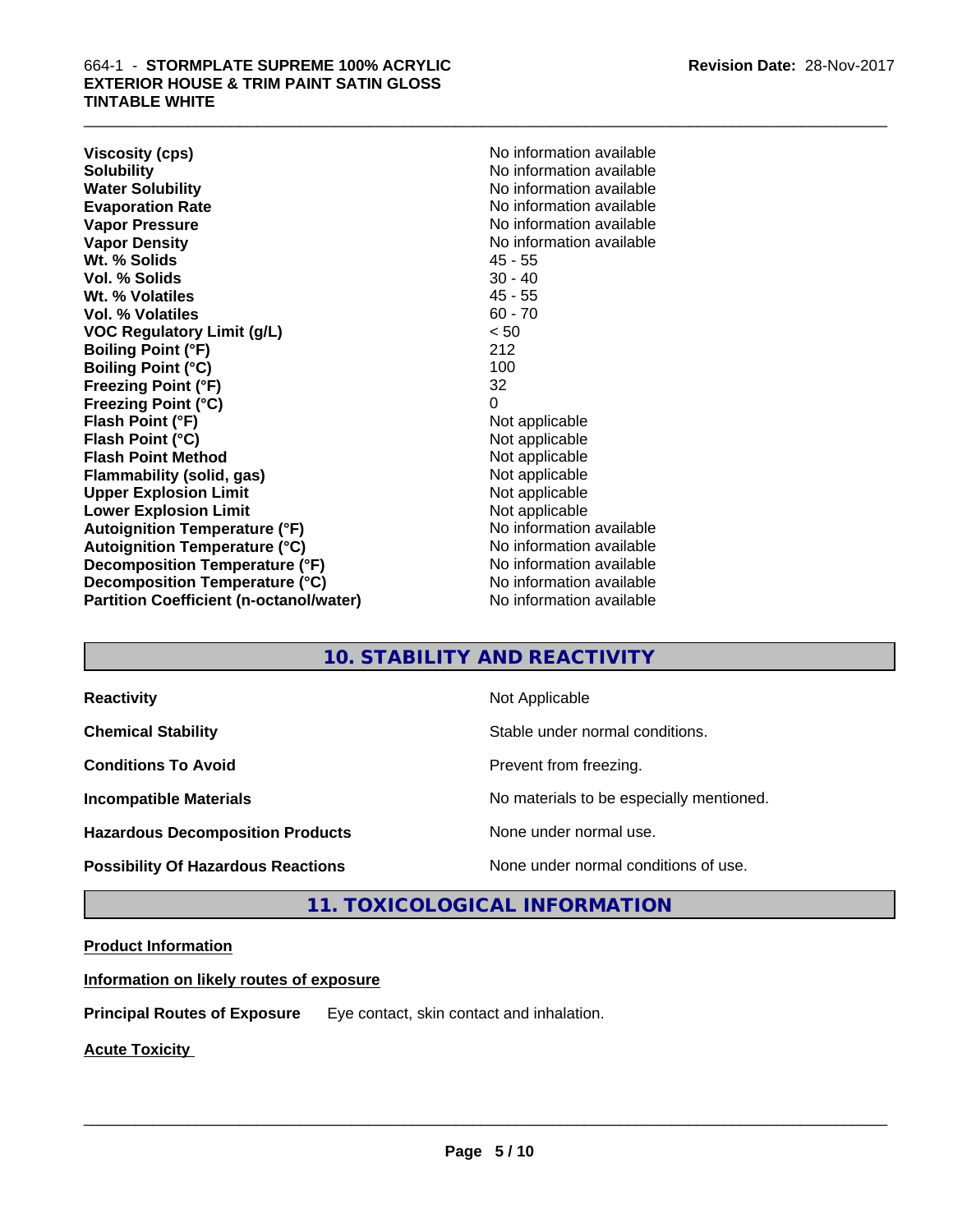| | |
|---|---|
| **Viscosity (cps)** | No information available |
| **Solubility** | No information available |
| **Water Solubility** | No information available |
| **Evaporation Rate** | No information available |
| **Vapor Pressure** | No information available |
| **Vapor Density** | No information available |
| **Wt. % Solids** | 45 - 55 |
| **Vol. % Solids** | 30 - 40 |
| **Wt. % Volatiles** | 45 - 55 |
| **Vol. % Volatiles** | 60 - 70 |
| **VOC Regulatory Limit (g/L)** | < 50 |
| **Boiling Point (°F)** | 212 |
| **Boiling Point (°C)** | 100 |
| **Freezing Point (°F)** | 32 |
| **Freezing Point (°C)** | 0 |
| **Flash Point (°F)** | Not applicable |
| **Flash Point (°C)** | Not applicable |
| **Flash Point Method** | Not applicable |
| **Flammability (solid, gas)** | Not applicable |
| **Upper Explosion Limit** | Not applicable |
| **Lower Explosion Limit** | Not applicable |
| **Autoignition Temperature (°F)** | No information available |
| **Autoignition Temperature (°C)** | No information available |
| **Decomposition Temperature (°F)** | No information available |
| **Decomposition Temperature (°C)** | No information available |
| **Partition Coefficient (n-octanol/water)** | No information available |

## 10. STABILITY AND REACTIVITY

| | |
|---|---|
| **Reactivity** | Not Applicable |
| **Chemical Stability** | Stable under normal conditions. |
| **Conditions To Avoid** | Prevent from freezing. |
| **Incompatible Materials** | No materials to be especially mentioned. |
| **Hazardous Decomposition Products** | None under normal use. |
| **Possibility Of Hazardous Reactions** | None under normal conditions of use. |

## 11. TOXICOLOGICAL INFORMATION

**Product Information**

**Information on likely routes of exposure**

**Principal Routes of Exposure** Eye contact, skin contact and inhalation.

**Acute Toxicity**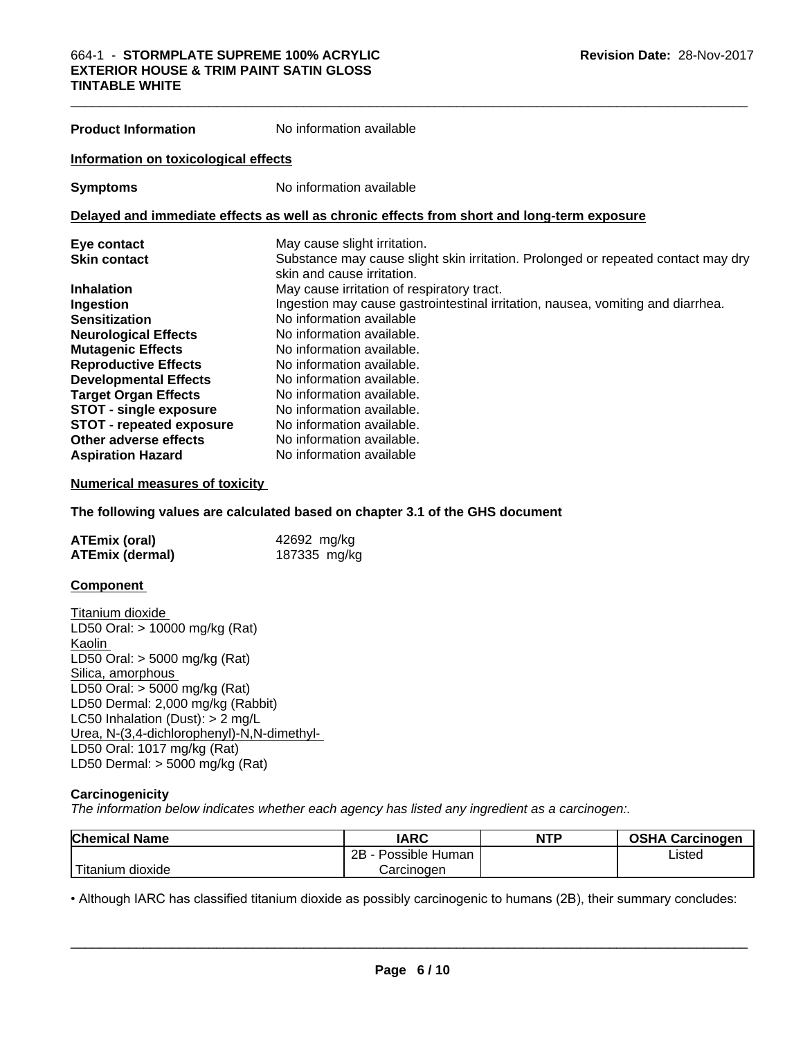**Product Information** No information available

**Information on toxicological effects**

**Symptoms** No information available

**Delayed and immediate effects as well as chronic effects from short and long-term exposure**

| | |
|---|---|
| **Eye contact** | May cause slight irritation. |
| **Skin contact** | Substance may cause slight skin irritation. Prolonged or repeated contact may dry skin and cause irritation. |
| **Inhalation** | May cause irritation of respiratory tract. |
| **Ingestion** | Ingestion may cause gastrointestinal irritation, nausea, vomiting and diarrhea. |
| **Sensitization** | No information available |
| **Neurological Effects** | No information available. |
| **Mutagenic Effects** | No information available. |
| **Reproductive Effects** | No information available. |
| **Developmental Effects** | No information available. |
| **Target Organ Effects** | No information available. |
| **STOT - single exposure** | No information available. |
| **STOT - repeated exposure** | No information available. |
| **Other adverse effects** | No information available. |
| **Aspiration Hazard** | No information available |

**Numerical measures of toxicity**

**The following values are calculated based on chapter 3.1 of the GHS document**

| | |
|---|---|
| **ATEmix (oral)** | 42692 mg/kg |
| **ATEmix (dermal)** | 187335 mg/kg |

**Component**

Titanium dioxide
LD50 Oral: > 10000 mg/kg (Rat)
Kaolin
LD50 Oral: > 5000 mg/kg (Rat)
Silica, amorphous
LD50 Oral: > 5000 mg/kg (Rat)
LD50 Dermal: 2,000 mg/kg (Rabbit)
LC50 Inhalation (Dust): > 2 mg/L
Urea, N-(3,4-dichlorophenyl)-N,N-dimethyl-
LD50 Oral: 1017 mg/kg (Rat)
LD50 Dermal: > 5000 mg/kg (Rat)

**Carcinogenicity**

*The information below indicates whether each agency has listed any ingredient as a carcinogen:.*

| Chemical Name | IARC | NTP | OSHA Carcinogen |
|---|---|---|---|
| Titanium dioxide | 2B - Possible Human Carcinogen | | Listed |

• Although IARC has classified titanium dioxide as possibly carcinogenic to humans (2B), their summary concludes: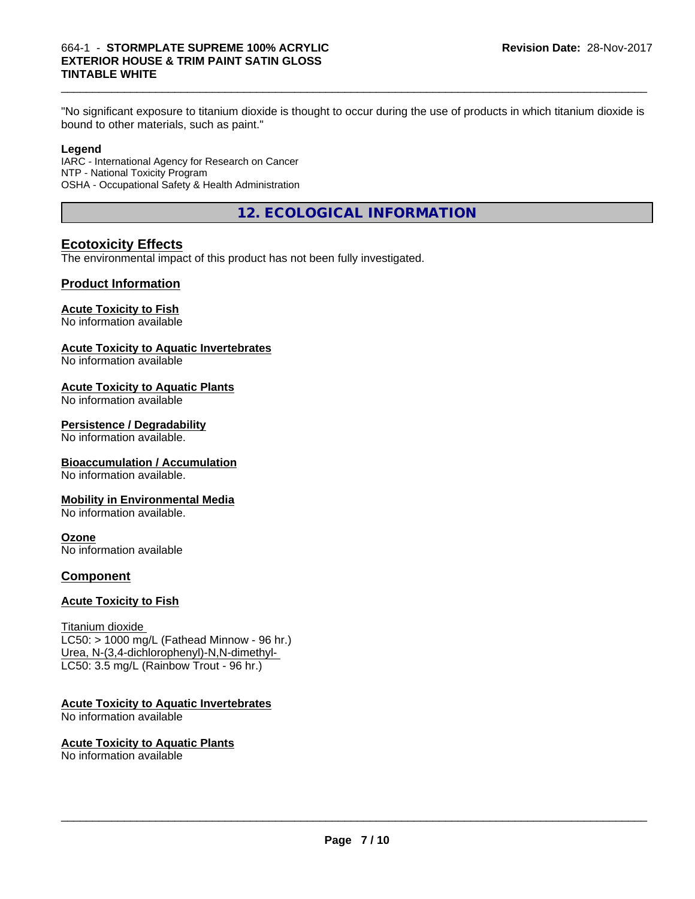"No significant exposure to titanium dioxide is thought to occur during the use of products in which titanium dioxide is bound to other materials, such as paint."

**Legend**

IARC - International Agency for Research on Cancer
NTP - National Toxicity Program
OSHA - Occupational Safety & Health Administration

## 12. ECOLOGICAL INFORMATION

### Ecotoxicity Effects

The environmental impact of this product has not been fully investigated.

### Product Information

**Acute Toxicity to Fish**
No information available

**Acute Toxicity to Aquatic Invertebrates**
No information available

**Acute Toxicity to Aquatic Plants**
No information available

**Persistence / Degradability**
No information available.

**Bioaccumulation / Accumulation**
No information available.

**Mobility in Environmental Media**
No information available.

**Ozone**
No information available

### Component

**Acute Toxicity to Fish**

Titanium dioxide
LC50: > 1000 mg/L (Fathead Minnow - 96 hr.)
Urea, N-(3,4-dichlorophenyl)-N,N-dimethyl-
LC50: 3.5 mg/L (Rainbow Trout - 96 hr.)

**Acute Toxicity to Aquatic Invertebrates**
No information available

**Acute Toxicity to Aquatic Plants**
No information available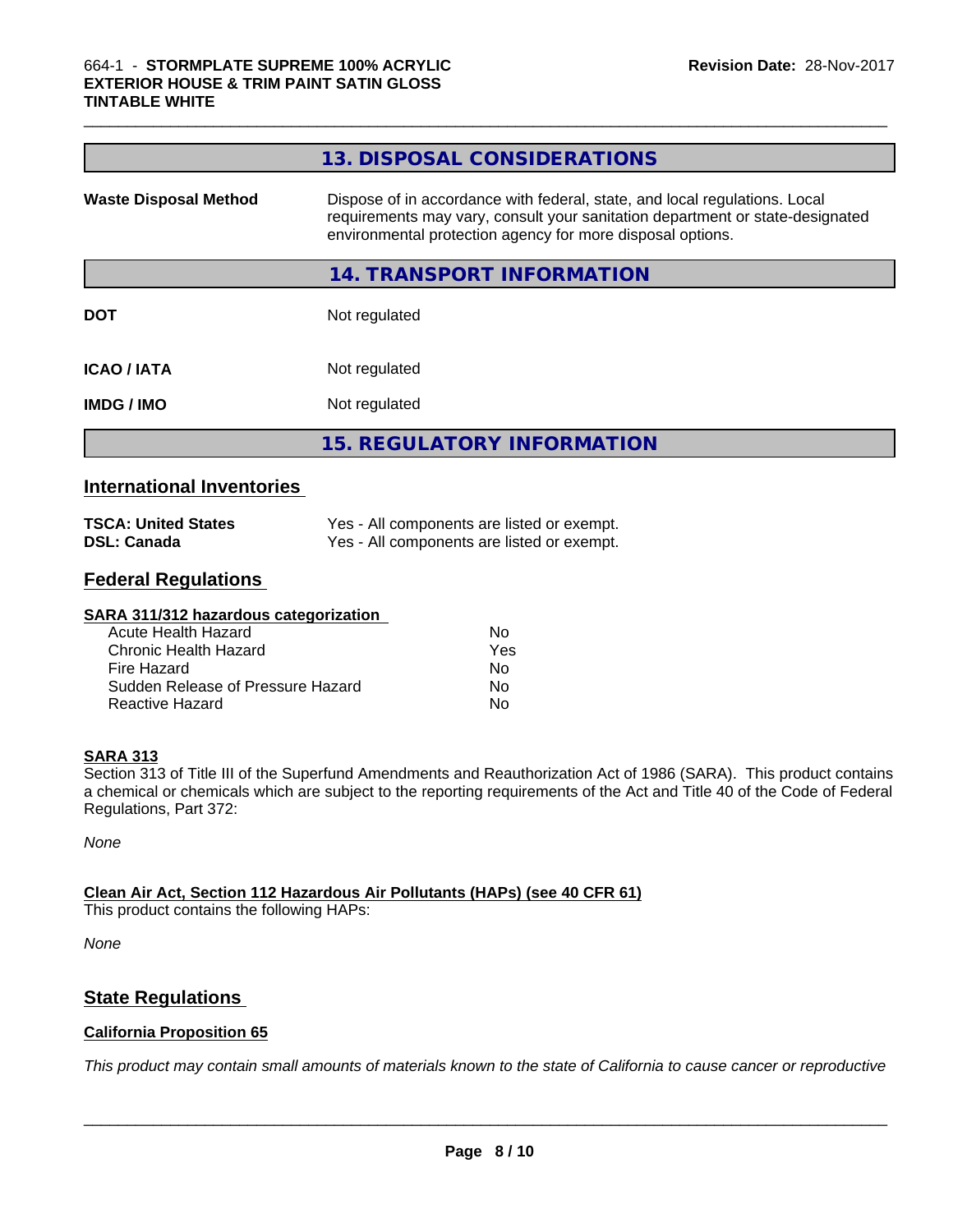## 13. DISPOSAL CONSIDERATIONS

| | |
|---|---|
| **Waste Disposal Method** | Dispose of in accordance with federal, state, and local regulations. Local requirements may vary, consult your sanitation department or state-designated environmental protection agency for more disposal options. |

## 14. TRANSPORT INFORMATION

| | |
|---|---|
| **DOT** | Not regulated |
| **ICAO / IATA** | Not regulated |
| **IMDG / IMO** | Not regulated |

## 15. REGULATORY INFORMATION

### International Inventories

| | |
|---|---|
| **TSCA: United States** | Yes - All components are listed or exempt. |
| **DSL: Canada** | Yes - All components are listed or exempt. |

### Federal Regulations

**SARA 311/312 hazardous categorization**

| | |
|---|---|
| Acute Health Hazard | No |
| Chronic Health Hazard | Yes |
| Fire Hazard | No |
| Sudden Release of Pressure Hazard | No |
| Reactive Hazard | No |

**SARA 313**

Section 313 of Title III of the Superfund Amendments and Reauthorization Act of 1986 (SARA). This product contains a chemical or chemicals which are subject to the reporting requirements of the Act and Title 40 of the Code of Federal Regulations, Part 372:

*None*

**Clean Air Act, Section 112 Hazardous Air Pollutants (HAPs) (see 40 CFR 61)**

This product contains the following HAPs:

*None*

### State Regulations

**California Proposition 65**

*This product may contain small amounts of materials known to the state of California to cause cancer or reproductive*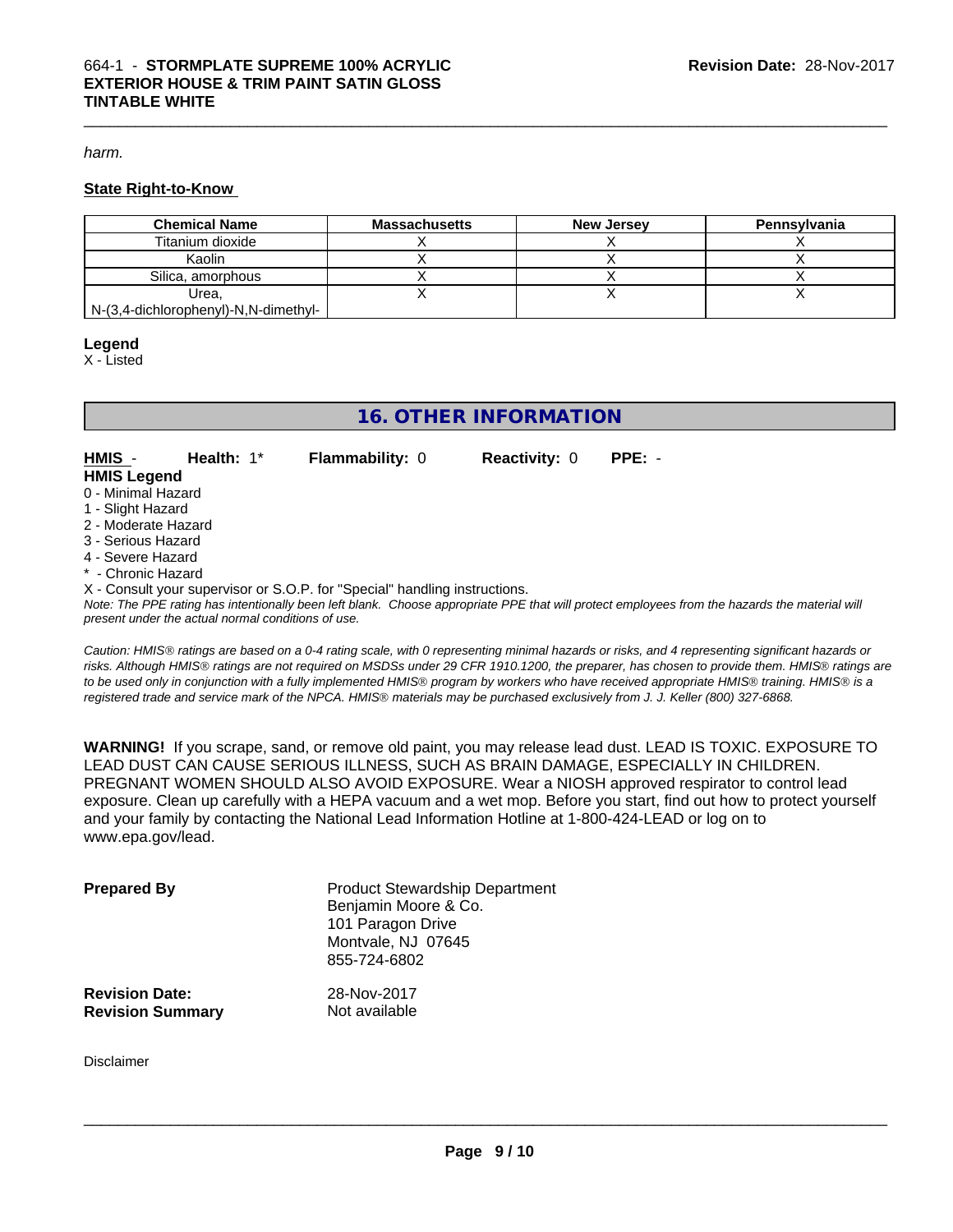*harm.*

**State Right-to-Know**

| Chemical Name | Massachusetts | New Jersey | Pennsylvania |
|---|---|---|---|
| Titanium dioxide | X | X | X |
| Kaolin | X | X | X |
| Silica, amorphous | X | X | X |
| Urea, N-(3,4-dichlorophenyl)-N,N-dimethyl- | X | X | X |

**Legend**

X - Listed

## 16. OTHER INFORMATION

**HMIS** - **Health:** 1* **Flammability:** 0 **Reactivity:** 0 **PPE:** -

**HMIS Legend**

0 - Minimal Hazard
1 - Slight Hazard
2 - Moderate Hazard
3 - Serious Hazard
4 - Severe Hazard
* - Chronic Hazard
X - Consult your supervisor or S.O.P. for "Special" handling instructions.

*Note: The PPE rating has intentionally been left blank. Choose appropriate PPE that will protect employees from the hazards the material will present under the actual normal conditions of use.*

*Caution: HMIS® ratings are based on a 0-4 rating scale, with 0 representing minimal hazards or risks, and 4 representing significant hazards or risks. Although HMIS® ratings are not required on MSDSs under 29 CFR 1910.1200, the preparer, has chosen to provide them. HMIS® ratings are to be used only in conjunction with a fully implemented HMIS® program by workers who have received appropriate HMIS® training. HMIS® is a registered trade and service mark of the NPCA. HMIS® materials may be purchased exclusively from J. J. Keller (800) 327-6868.*

**WARNING!** If you scrape, sand, or remove old paint, you may release lead dust. LEAD IS TOXIC. EXPOSURE TO LEAD DUST CAN CAUSE SERIOUS ILLNESS, SUCH AS BRAIN DAMAGE, ESPECIALLY IN CHILDREN. PREGNANT WOMEN SHOULD ALSO AVOID EXPOSURE. Wear a NIOSH approved respirator to control lead exposure. Clean up carefully with a HEPA vacuum and a wet mop. Before you start, find out how to protect yourself and your family by contacting the National Lead Information Hotline at 1-800-424-LEAD or log on to www.epa.gov/lead.

**Prepared By**
Product Stewardship Department
Benjamin Moore & Co.
101 Paragon Drive
Montvale, NJ 07645
855-724-6802

**Revision Date:** 28-Nov-2017
**Revision Summary** Not available

Disclaimer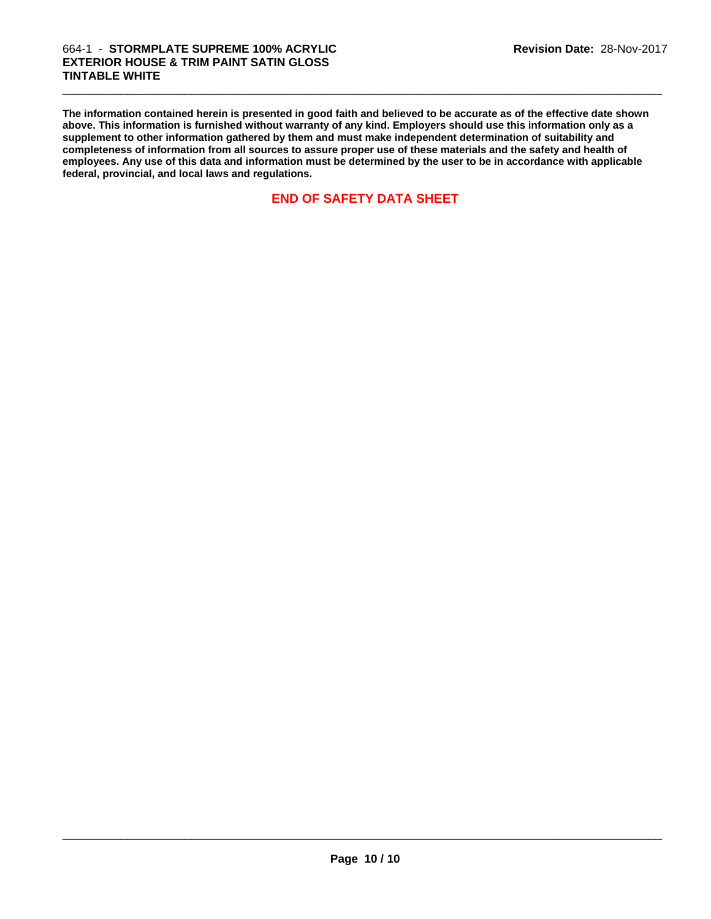**The information contained herein is presented in good faith and believed to be accurate as of the effective date shown above. This information is furnished without warranty of any kind. Employers should use this information only as a supplement to other information gathered by them and must make independent determination of suitability and completeness of information from all sources to assure proper use of these materials and the safety and health of employees. Any use of this data and information must be determined by the user to be in accordance with applicable federal, provincial, and local laws and regulations.**

**END OF SAFETY DATA SHEET**